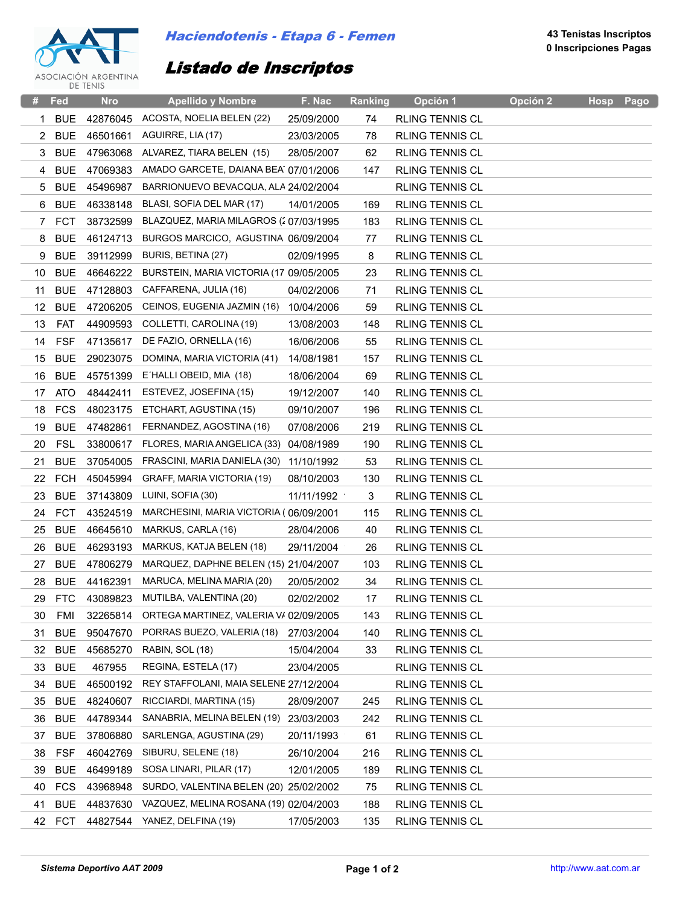ASOCIACIÓN ARGENTINA DE TENIS

## Haciendotenis - Etapa 6 - Femen

**43 Tenistas Inscriptos**
**0 Inscripciones Pagas**

# Listado de Inscriptos

| # | Fed | Nro | Apellido y Nombre | F. Nac | Ranking | Opción 1 | Opción 2 | Hosp | Pago |
|---|---|---|---|---|---|---|---|---|---|
| 1 | BUE | 42876045 | ACOSTA, NOELIA BELEN (22) | 25/09/2000 | 74 | RLING TENNIS CL | | | |
| 2 | BUE | 46501661 | AGUIRRE, LIA (17) | 23/03/2005 | 78 | RLING TENNIS CL | | | |
| 3 | BUE | 47963068 | ALVAREZ, TIARA BELEN (15) | 28/05/2007 | 62 | RLING TENNIS CL | | | |
| 4 | BUE | 47069383 | AMADO GARCETE, DAIANA BEA | 07/01/2006 | 147 | RLING TENNIS CL | | | |
| 5 | BUE | 45496987 | BARRIONUEVO BEVACQUA, ALA | 24/02/2004 | | RLING TENNIS CL | | | |
| 6 | BUE | 46338148 | BLASI, SOFIA DEL MAR (17) | 14/01/2005 | 169 | RLING TENNIS CL | | | |
| 7 | FCT | 38732599 | BLAZQUEZ, MARIA MILAGROS (2 | 07/03/1995 | 183 | RLING TENNIS CL | | | |
| 8 | BUE | 46124713 | BURGOS MARCICO, AGUSTINA | 06/09/2004 | 77 | RLING TENNIS CL | | | |
| 9 | BUE | 39112999 | BURIS, BETINA (27) | 02/09/1995 | 8 | RLING TENNIS CL | | | |
| 10 | BUE | 46646222 | BURSTEIN, MARIA VICTORIA (17 | 09/05/2005 | 23 | RLING TENNIS CL | | | |
| 11 | BUE | 47128803 | CAFFARENA, JULIA (16) | 04/02/2006 | 71 | RLING TENNIS CL | | | |
| 12 | BUE | 47206205 | CEINOS, EUGENIA JAZMIN (16) | 10/04/2006 | 59 | RLING TENNIS CL | | | |
| 13 | FAT | 44909593 | COLLETTI, CAROLINA (19) | 13/08/2003 | 148 | RLING TENNIS CL | | | |
| 14 | FSF | 47135617 | DE FAZIO, ORNELLA (16) | 16/06/2006 | 55 | RLING TENNIS CL | | | |
| 15 | BUE | 29023075 | DOMINA, MARIA VICTORIA (41) | 14/08/1981 | 157 | RLING TENNIS CL | | | |
| 16 | BUE | 45751399 | E´HALLI OBEID, MIA (18) | 18/06/2004 | 69 | RLING TENNIS CL | | | |
| 17 | ATO | 48442411 | ESTEVEZ, JOSEFINA (15) | 19/12/2007 | 140 | RLING TENNIS CL | | | |
| 18 | FCS | 48023175 | ETCHART, AGUSTINA (15) | 09/10/2007 | 196 | RLING TENNIS CL | | | |
| 19 | BUE | 47482861 | FERNANDEZ, AGOSTINA (16) | 07/08/2006 | 219 | RLING TENNIS CL | | | |
| 20 | FSL | 33800617 | FLORES, MARIA ANGELICA (33) | 04/08/1989 | 190 | RLING TENNIS CL | | | |
| 21 | BUE | 37054005 | FRASCINI, MARIA DANIELA (30) | 11/10/1992 | 53 | RLING TENNIS CL | | | |
| 22 | FCH | 45045994 | GRAFF, MARIA VICTORIA (19) | 08/10/2003 | 130 | RLING TENNIS CL | | | |
| 23 | BUE | 37143809 | LUINI, SOFIA (30) | 11/11/1992 | 3 | RLING TENNIS CL | | | |
| 24 | FCT | 43524519 | MARCHESINI, MARIA VICTORIA ( | 06/09/2001 | 115 | RLING TENNIS CL | | | |
| 25 | BUE | 46645610 | MARKUS, CARLA (16) | 28/04/2006 | 40 | RLING TENNIS CL | | | |
| 26 | BUE | 46293193 | MARKUS, KATJA BELEN (18) | 29/11/2004 | 26 | RLING TENNIS CL | | | |
| 27 | BUE | 47806279 | MARQUEZ, DAPHNE BELEN (15) | 21/04/2007 | 103 | RLING TENNIS CL | | | |
| 28 | BUE | 44162391 | MARUCA, MELINA MARIA (20) | 20/05/2002 | 34 | RLING TENNIS CL | | | |
| 29 | FTC | 43089823 | MUTILBA, VALENTINA (20) | 02/02/2002 | 17 | RLING TENNIS CL | | | |
| 30 | FMI | 32265814 | ORTEGA MARTINEZ, VALERIA V/ | 02/09/2005 | 143 | RLING TENNIS CL | | | |
| 31 | BUE | 95047670 | PORRAS BUEZO, VALERIA (18) | 27/03/2004 | 140 | RLING TENNIS CL | | | |
| 32 | BUE | 45685270 | RABIN, SOL (18) | 15/04/2004 | 33 | RLING TENNIS CL | | | |
| 33 | BUE | 467955 | REGINA, ESTELA (17) | 23/04/2005 | | RLING TENNIS CL | | | |
| 34 | BUE | 46500192 | REY STAFFOLANI, MAIA SELENE | 27/12/2004 | | RLING TENNIS CL | | | |
| 35 | BUE | 48240607 | RICCIARDI, MARTINA (15) | 28/09/2007 | 245 | RLING TENNIS CL | | | |
| 36 | BUE | 44789344 | SANABRIA, MELINA BELEN (19) | 23/03/2003 | 242 | RLING TENNIS CL | | | |
| 37 | BUE | 37806880 | SARLENGA, AGUSTINA (29) | 20/11/1993 | 61 | RLING TENNIS CL | | | |
| 38 | FSF | 46042769 | SIBURU, SELENE (18) | 26/10/2004 | 216 | RLING TENNIS CL | | | |
| 39 | BUE | 46499189 | SOSA LINARI, PILAR (17) | 12/01/2005 | 189 | RLING TENNIS CL | | | |
| 40 | FCS | 43968948 | SURDO, VALENTINA BELEN (20) | 25/02/2002 | 75 | RLING TENNIS CL | | | |
| 41 | BUE | 44837630 | VAZQUEZ, MELINA ROSANA (19) | 02/04/2003 | 188 | RLING TENNIS CL | | | |
| 42 | FCT | 44827544 | YANEZ, DELFINA (19) | 17/05/2003 | 135 | RLING TENNIS CL | | | |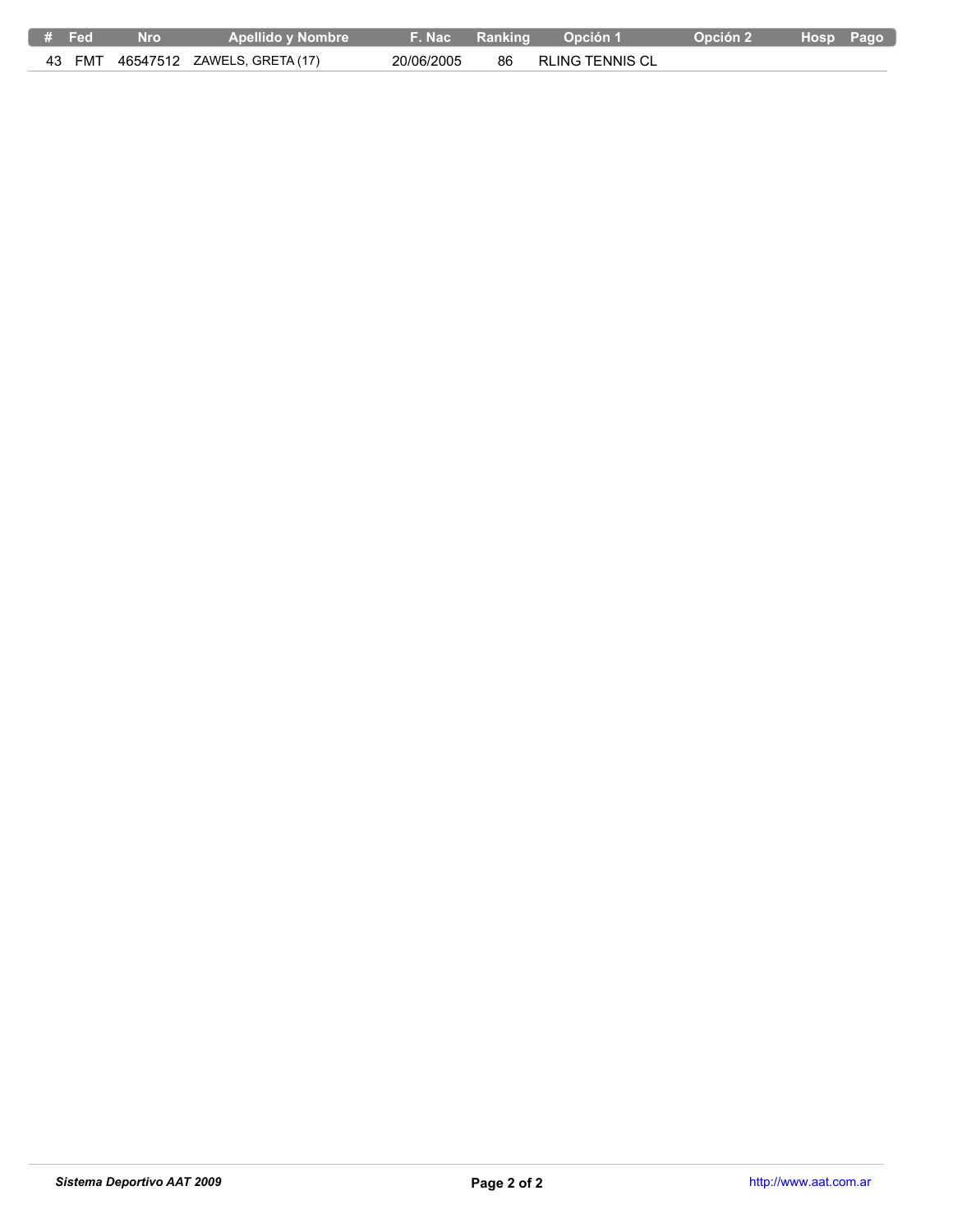| # | Fed | Nro | Apellido y Nombre | F. Nac | Ranking | Opción 1 | Opción 2 | Hosp | Pago |
|---|---|---|---|---|---|---|---|---|---|
| 43 | FMT | 46547512 | ZAWELS, GRETA (17) | 20/06/2005 | 86 | RLING TENNIS CL | | | |

*Sistema Deportivo AAT 2009*

http://www.aat.com.ar